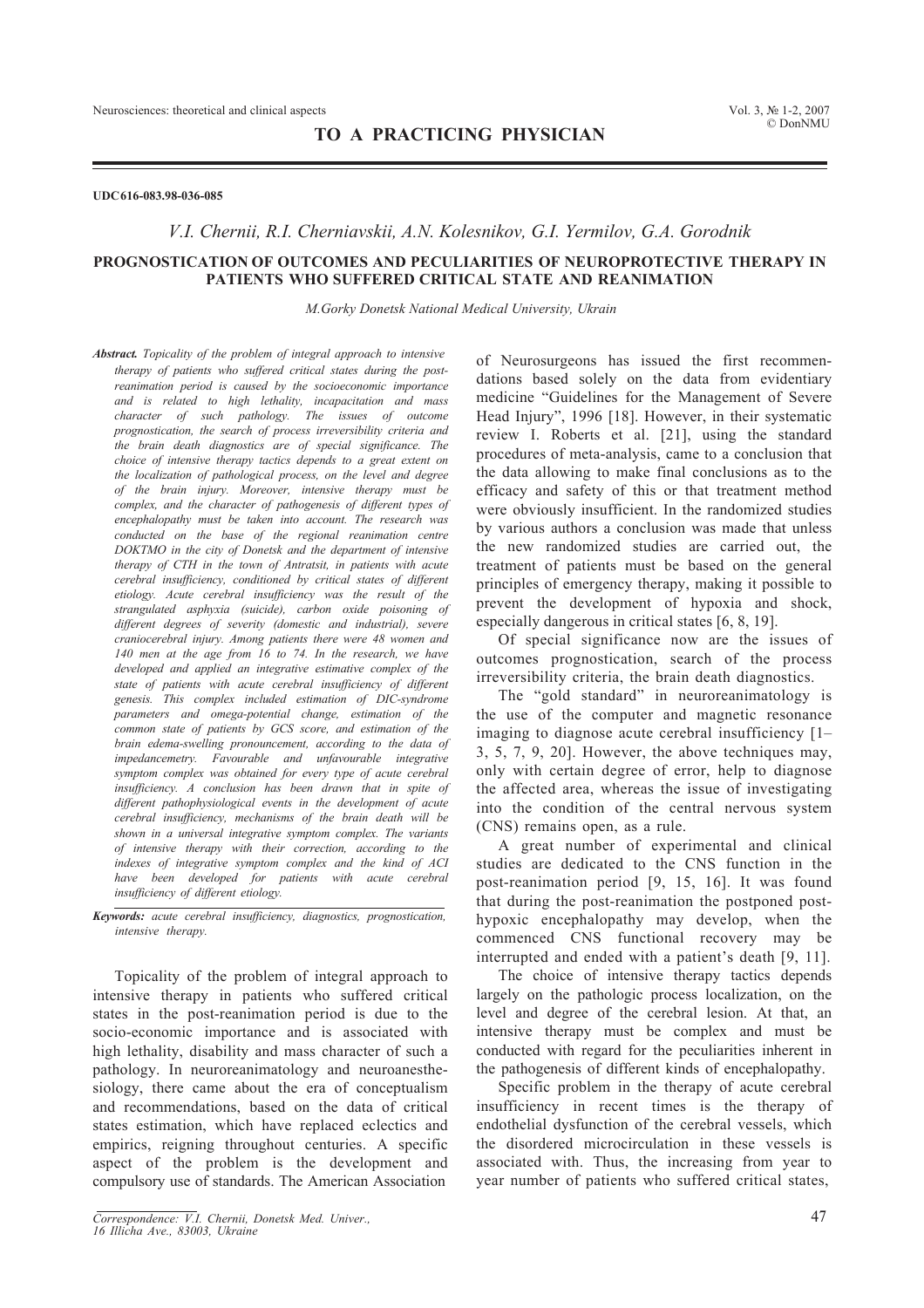**TO A PRACTICING PHYSICIAN**

**UDC 616-083.98-036-085**

*V.I. Chernii, R.I. Cherniavskii, A.N. Kolesnikov, G.I. Yermilov, G.A. Gorodnik*

# PROGNOSTICATION OF OUTCOMES AND PECULIARITIES OF NEUROPROTECTIVE THERAPY IN PATIENTS WHO SUFFERED CRITICAL STATE AND REANIMATION

*M.Gorky Donetsk National Medical University, Ukrain*

***Abstract.*** *Topicality of the problem of integral approach to intensive therapy of patients who suffered critical states during the post-reanimation period is caused by the socioeconomic importance and is related to high lethality, incapacitation and mass character of such pathology. The issues of outcome prognostication, the search of process irreversibility criteria and the brain death diagnostics are of special significance. The choice of intensive therapy tactics depends to a great extent on the localization of pathological process, on the level and degree of the brain injury. Moreover, intensive therapy must be complex, and the character of pathogenesis of different types of encephalopathy must be taken into account. The research was conducted on the base of the regional reanimation centre DOKTMO in the city of Donetsk and the department of intensive therapy of CTH in the town of Antratsit, in patients with acute cerebral insufficiency, conditioned by critical states of different etiology. Acute cerebral insufficiency was the result of the strangulated asphyxia (suicide), carbon oxide poisoning of different degrees of severity (domestic and industrial), severe craniocerebral injury. Among patients there were 48 women and 140 men at the age from 16 to 74. In the research, we have developed and applied an integrative estimative complex of the state of patients with acute cerebral insufficiency of different genesis. This complex included estimation of DIC-syndrome parameters and omega-potential change, estimation of the common state of patients by GCS score, and estimation of the brain edema-swelling pronouncement, according to the data of impedancemetry. Favourable and unfavourable integrative symptom complex was obtained for every type of acute cerebral insufficiency. A conclusion has been drawn that in spite of different pathophysiological events in the development of acute cerebral insufficiency, mechanisms of the brain death will be shown in a universal integrative symptom complex. The variants of intensive therapy with their correction, according to the indexes of integrative symptom complex and the kind of ACI have been developed for patients with acute cerebral insufficiency of different etiology.*

***Keywords:*** *acute cerebral insufficiency, diagnostics, prognostication, intensive therapy.*

Topicality of the problem of integral approach to intensive therapy in patients who suffered critical states in the post-reanimation period is due to the socio-economic importance and is associated with high lethality, disability and mass character of such a pathology. In neuroreanimatology and neuroanesthesiology, there came about the era of conceptualism and recommendations, based on the data of critical states estimation, which have replaced eclectics and empirics, reigning throughout centuries. A specific aspect of the problem is the development and compulsory use of standards. The American Association of Neurosurgeons has issued the first recommendations based solely on the data from evidentiary medicine "Guidelines for the Management of Severe Head Injury", 1996 [18]. However, in their systematic review I. Roberts et al. [21], using the standard procedures of meta-analysis, came to a conclusion that the data allowing to make final conclusions as to the efficacy and safety of this or that treatment method were obviously insufficient. In the randomized studies by various authors a conclusion was made that unless the new randomized studies are carried out, the treatment of patients must be based on the general principles of emergency therapy, making it possible to prevent the development of hypoxia and shock, especially dangerous in critical states [6, 8, 19].

Of special significance now are the issues of outcomes prognostication, search of the process irreversibility criteria, the brain death diagnostics.

The "gold standard" in neuroreanimatology is the use of the computer and magnetic resonance imaging to diagnose acute cerebral insufficiency [1–3, 5, 7, 9, 20]. However, the above techniques may, only with certain degree of error, help to diagnose the affected area, whereas the issue of investigating into the condition of the central nervous system (CNS) remains open, as a rule.

A great number of experimental and clinical studies are dedicated to the CNS function in the post-reanimation period [9, 15, 16]. It was found that during the post-reanimation the postponed post-hypoxic encephalopathy may develop, when the commenced CNS functional recovery may be interrupted and ended with a patient's death [9, 11].

The choice of intensive therapy tactics depends largely on the pathologic process localization, on the level and degree of the cerebral lesion. At that, an intensive therapy must be complex and must be conducted with regard for the peculiarities inherent in the pathogenesis of different kinds of encephalopathy.

Specific problem in the therapy of acute cerebral insufficiency in recent times is the therapy of endothelial dysfunction of the cerebral vessels, which the disordered microcirculation in these vessels is associated with. Thus, the increasing from year to year number of patients who suffered critical states,

Correspondence: V.I. Chernii, Donetsk Med. Univer., 16 Illicha Ave., 83003, Ukraine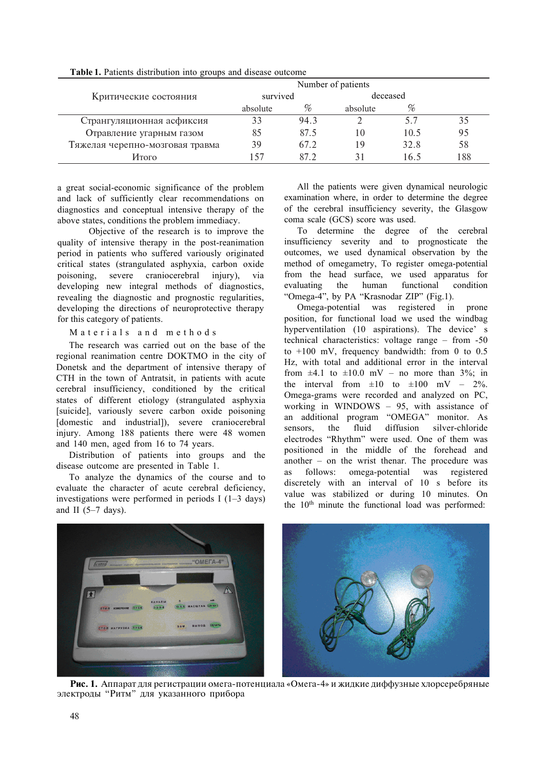**Table 1.** Patients distribution into groups and disease outcome

| Критические состояния | Number of patients | | | | |
|---|---|---|---|---|---|
| | survived | | deceased | | |
| | absolute | % | absolute | % | |
| Странгуляционная асфиксия | 33 | 94.3 | 2 | 5.7 | 35 |
| Отравление угарным газом | 85 | 87.5 | 10 | 10.5 | 95 |
| Тяжелая черепно-мозговая травма | 39 | 67.2 | 19 | 32.8 | 58 |
| Итого | 157 | 87.2 | 31 | 16.5 | 188 |

a great social-economic significance of the problem and lack of sufficiently clear recommendations on diagnostics and conceptual intensive therapy of the above states, conditions the problem immediacy.

Objective of the research is to improve the quality of intensive therapy in the post-reanimation period in patients who suffered variously originated critical states (strangulated asphyxia, carbon oxide poisoning, severe craniocerebral injury), via developing new integral methods of diagnostics, revealing the diagnostic and prognostic regularities, developing the directions of neuroprotective therapy for this category of patients.

## Materials and methods

The research was carried out on the base of the regional reanimation centre DOKTMO in the city of Donetsk and the department of intensive therapy of CTH in the town of Antratsit, in patients with acute cerebral insufficiency, conditioned by the critical states of different etiology (strangulated asphyxia [suicide], variously severe carbon oxide poisoning [domestic and industrial]), severe craniocerebral injury. Among 188 patients there were 48 women and 140 men, aged from 16 to 74 years.

Distribution of patients into groups and the disease outcome are presented in Table 1.

To analyze the dynamics of the course and to evaluate the character of acute cerebral deficiency, investigations were performed in periods I (1–3 days) and II (5–7 days).

All the patients were given dynamical neurologic examination where, in order to determine the degree of the cerebral insufficiency severity, the Glasgow coma scale (GCS) score was used.

To determine the degree of the cerebral insufficiency severity and to prognosticate the outcomes, we used dynamical observation by the method of omegametry, To register omega-potential from the head surface, we used apparatus for evaluating the human functional condition "Omega-4", by PA "Krasnodar ZIP" (Fig.1).

Omega-potential was registered in prone position, for functional load we used the windbag hyperventilation (10 aspirations). The device' s technical characteristics: voltage range – from -50 to +100 mV, frequency bandwidth: from 0 to 0.5 Hz, with total and additional error in the interval from ±4.1 to ±10.0 mV – no more than 3%; in the interval from ±10 to ±100 mV – 2%. Omega-grams were recorded and analyzed on PC, working in WINDOWS – 95, with assistance of an additional program "OMEGA" monitor. As sensors, the fluid diffusion silver-chloride electrodes "Rhythm" were used. One of them was positioned in the middle of the forehead and another – on the wrist thenar. The procedure was as follows: omega-potential was registered discretely with an interval of 10 s before its value was stabilized or during 10 minutes. On the 10th minute the functional load was performed:

**Рис. 1.** Аппарат для регистрации омега-потенциала «Омега-4» и жидкие диффузные хлорсеребряные электроды "Ритм" для указанного прибора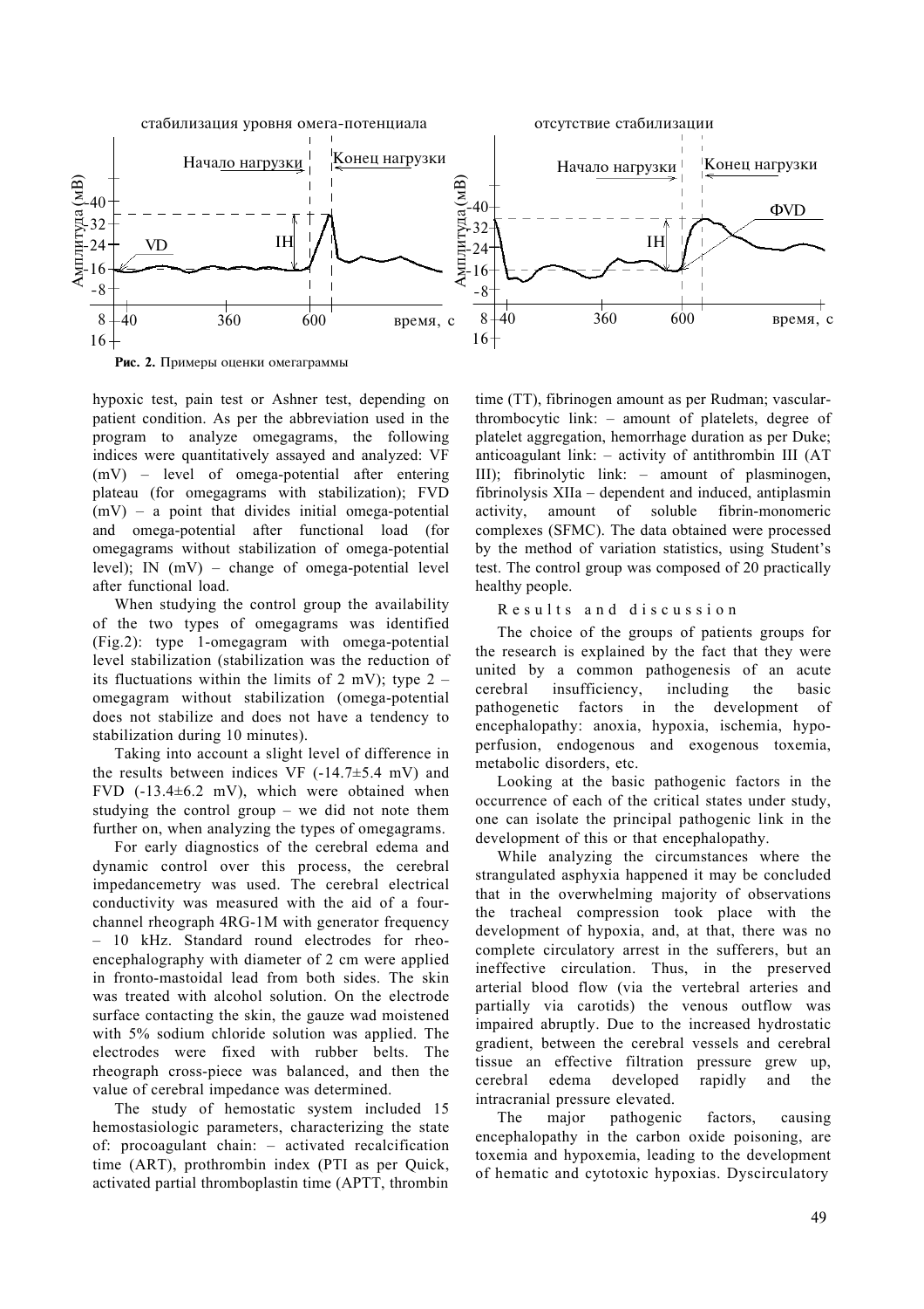стабилизация уровня омега-потенциала

Начало нагрузки

Конец нагрузки

Амплитуда (мВ)

-40

-32

-24

-16

-8

8

16

VD

IH

40

360

600

время, с

отсутствие стабилизации

Начало нагрузки

Конец нагрузки

Амплитуда (мВ)

-40

-32

-24

-16

-8

8

16

ФVD

IH

40

360

600

время, с

**Рис. 2.** Примеры оценки омегаграммы

hypoxic test, pain test or Ashner test, depending on patient condition. As per the abbreviation used in the program to analyze omegagrams, the following indices were quantitatively assayed and analyzed: VF (mV) – level of omega-potential after entering plateau (for omegagrams with stabilization); FVD (mV) – a point that divides initial omega-potential and omega-potential after functional load (for omegagrams without stabilization of omega-potential level); IN (mV) – change of omega-potential level after functional load.

When studying the control group the availability of the two types of omegagrams was identified (Fig.2): type 1-omegagram with omega-potential level stabilization (stabilization was the reduction of its fluctuations within the limits of 2 mV); type 2 – omegagram without stabilization (omega-potential does not stabilize and does not have a tendency to stabilization during 10 minutes).

Taking into account a slight level of difference in the results between indices VF (-14.7±5.4 mV) and FVD (-13.4±6.2 mV), which were obtained when studying the control group – we did not note them further on, when analyzing the types of omegagrams.

For early diagnostics of the cerebral edema and dynamic control over this process, the cerebral impedancemetry was used. The cerebral electrical conductivity was measured with the aid of a four-channel rheograph 4RG-1M with generator frequency – 10 kHz. Standard round electrodes for rheoencephalography with diameter of 2 cm were applied in fronto-mastoidal lead from both sides. The skin was treated with alcohol solution. On the electrode surface contacting the skin, the gauze wad moistened with 5% sodium chloride solution was applied. The electrodes were fixed with rubber belts. The rheograph cross-piece was balanced, and then the value of cerebral impedance was determined.

The study of hemostatic system included 15 hemostasiologic parameters, characterizing the state of: procoagulant chain: – activated recalcification time (ART), prothrombin index (PTI as per Quick, activated partial thromboplastin time (APTT, thrombin time (TT), fibrinogen amount as per Rudman; vascular-thrombocytic link: – amount of platelets, degree of platelet aggregation, hemorrhage duration as per Duke; anticoagulant link: – activity of antithrombin III (AT III); fibrinolytic link: – amount of plasminogen, fibrinolysis XIIa – dependent and induced, antiplasmin activity, amount of soluble fibrin-monomeric complexes (SFMC). The data obtained were processed by the method of variation statistics, using Student's test. The control group was composed of 20 practically healthy people.

## Results and discussion

The choice of the groups of patients groups for the research is explained by the fact that they were united by a common pathogenesis of an acute cerebral insufficiency, including the basic pathogenetic factors in the development of encephalopathy: anoxia, hypoxia, ischemia, hypoperfusion, endogenous and exogenous toxemia, metabolic disorders, etc.

Looking at the basic pathogenic factors in the occurrence of each of the critical states under study, one can isolate the principal pathogenic link in the development of this or that encephalopathy.

While analyzing the circumstances where the strangulated asphyxia happened it may be concluded that in the overwhelming majority of observations the tracheal compression took place with the development of hypoxia, and, at that, there was no complete circulatory arrest in the sufferers, but an ineffective circulation. Thus, in the preserved arterial blood flow (via the vertebral arteries and partially via carotids) the venous outflow was impaired abruptly. Due to the increased hydrostatic gradient, between the cerebral vessels and cerebral tissue an effective filtration pressure grew up, cerebral edema developed rapidly and the intracranial pressure elevated.

The major pathogenic factors, causing encephalopathy in the carbon oxide poisoning, are toxemia and hypoxemia, leading to the development of hematic and cytotoxic hypoxias. Dyscirculatory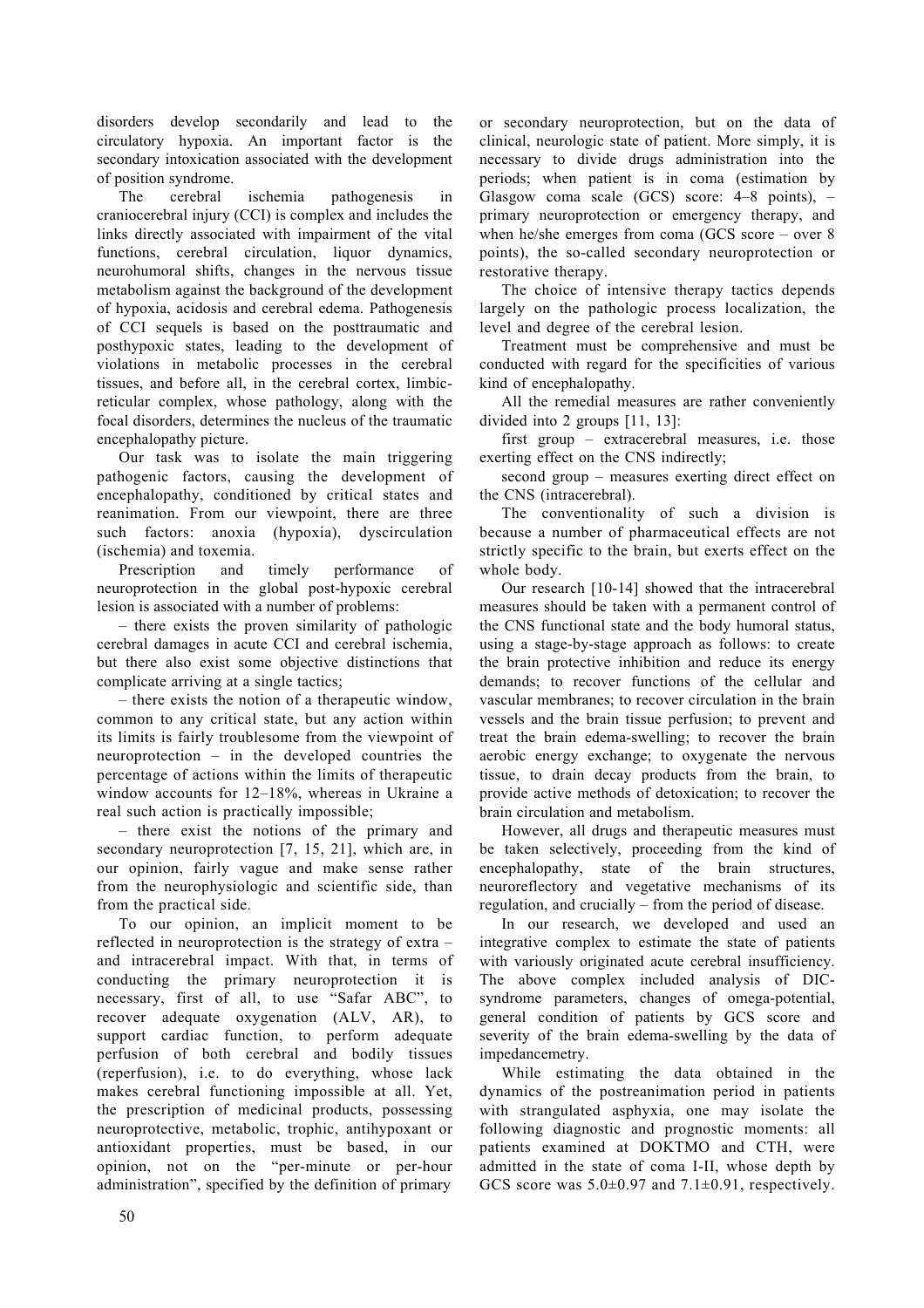disorders develop secondarily and lead to the circulatory hypoxia. An important factor is the secondary intoxication associated with the development of position syndrome.

The cerebral ischemia pathogenesis in craniocerebral injury (CCI) is complex and includes the links directly associated with impairment of the vital functions, cerebral circulation, liquor dynamics, neurohumoral shifts, changes in the nervous tissue metabolism against the background of the development of hypoxia, acidosis and cerebral edema. Pathogenesis of CCI sequels is based on the posttraumatic and posthypoxic states, leading to the development of violations in metabolic processes in the cerebral tissues, and before all, in the cerebral cortex, limbic-reticular complex, whose pathology, along with the focal disorders, determines the nucleus of the traumatic encephalopathy picture.

Our task was to isolate the main triggering pathogenic factors, causing the development of encephalopathy, conditioned by critical states and reanimation. From our viewpoint, there are three such factors: anoxia (hypoxia), dyscirculation (ischemia) and toxemia.

Prescription and timely performance of neuroprotection in the global post-hypoxic cerebral lesion is associated with a number of problems:

– there exists the proven similarity of pathologic cerebral damages in acute CCI and cerebral ischemia, but there also exist some objective distinctions that complicate arriving at a single tactics;

– there exists the notion of a therapeutic window, common to any critical state, but any action within its limits is fairly troublesome from the viewpoint of neuroprotection – in the developed countries the percentage of actions within the limits of therapeutic window accounts for 12–18%, whereas in Ukraine a real such action is practically impossible;

– there exist the notions of the primary and secondary neuroprotection [7, 15, 21], which are, in our opinion, fairly vague and make sense rather from the neurophysiologic and scientific side, than from the practical side.

To our opinion, an implicit moment to be reflected in neuroprotection is the strategy of extra – and intracerebral impact. With that, in terms of conducting the primary neuroprotection it is necessary, first of all, to use "Safar ABC", to recover adequate oxygenation (ALV, AR), to support cardiac function, to perform adequate perfusion of both cerebral and bodily tissues (reperfusion), i.e. to do everything, whose lack makes cerebral functioning impossible at all. Yet, the prescription of medicinal products, possessing neuroprotective, metabolic, trophic, antihypoxant or antioxidant properties, must be based, in our opinion, not on the "per-minute or per-hour administration", specified by the definition of primary or secondary neuroprotection, but on the data of clinical, neurologic state of patient. More simply, it is necessary to divide drugs administration into the periods; when patient is in coma (estimation by Glasgow coma scale (GCS) score: 4–8 points), – primary neuroprotection or emergency therapy, and when he/she emerges from coma (GCS score – over 8 points), the so-called secondary neuroprotection or restorative therapy.

The choice of intensive therapy tactics depends largely on the pathologic process localization, the level and degree of the cerebral lesion.

Treatment must be comprehensive and must be conducted with regard for the specificities of various kind of encephalopathy.

All the remedial measures are rather conveniently divided into 2 groups [11, 13]:

first group – extracerebral measures, i.e. those exerting effect on the CNS indirectly;

second group – measures exerting direct effect on the CNS (intracerebral).

The conventionality of such a division is because a number of pharmaceutical effects are not strictly specific to the brain, but exerts effect on the whole body.

Our research [10-14] showed that the intracerebral measures should be taken with a permanent control of the CNS functional state and the body humoral status, using a stage-by-stage approach as follows: to create the brain protective inhibition and reduce its energy demands; to recover functions of the cellular and vascular membranes; to recover circulation in the brain vessels and the brain tissue perfusion; to prevent and treat the brain edema-swelling; to recover the brain aerobic energy exchange; to oxygenate the nervous tissue, to drain decay products from the brain, to provide active methods of detoxication; to recover the brain circulation and metabolism.

However, all drugs and therapeutic measures must be taken selectively, proceeding from the kind of encephalopathy, state of the brain structures, neuroreflectory and vegetative mechanisms of its regulation, and crucially – from the period of disease.

In our research, we developed and used an integrative complex to estimate the state of patients with variously originated acute cerebral insufficiency. The above complex included analysis of DIC-syndrome parameters, changes of omega-potential, general condition of patients by GCS score and severity of the brain edema-swelling by the data of impedancemetry.

While estimating the data obtained in the dynamics of the postreanimation period in patients with strangulated asphyxia, one may isolate the following diagnostic and prognostic moments: all patients examined at DOKTMO and CTH, were admitted in the state of coma I-II, whose depth by GCS score was $5.0 \pm 0.97$ and $7.1 \pm 0.91$, respectively.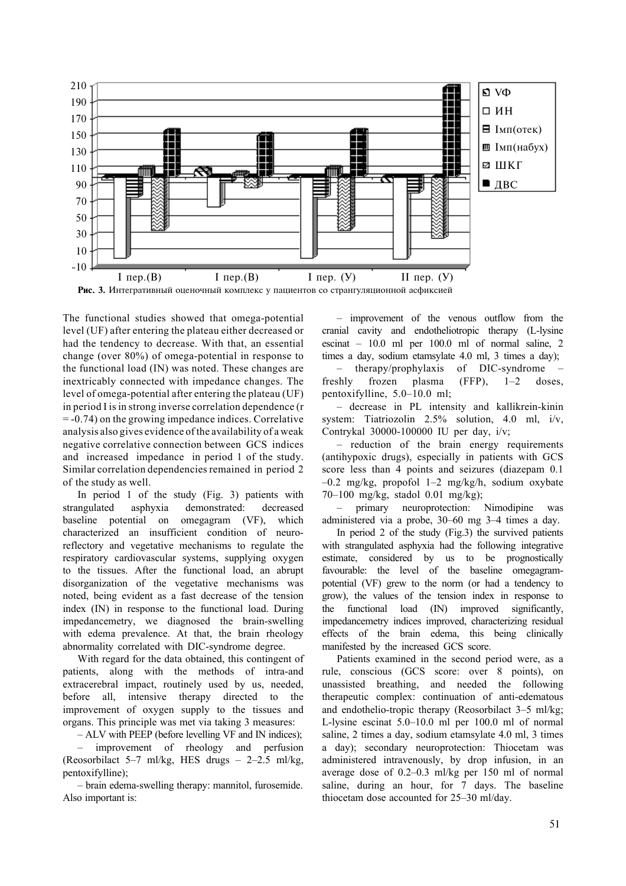**Рис. 3.** Интегративный оценочный комплекс у пациентов со странгуляционной асфиксией

The functional studies showed that omega-potential level (UF) after entering the plateau either decreased or had the tendency to decrease. With that, an essential change (over 80%) of omega-potential in response to the functional load (IN) was noted. These changes are inextricably connected with impedance changes. The level of omega-potential after entering the plateau (UF) in period I is in strong inverse correlation dependence (r = -0.74) on the growing impedance indices. Correlative analysis also gives evidence of the availability of a weak negative correlative connection between GCS indices and increased impedance in period 1 of the study. Similar correlation dependencies remained in period 2 of the study as well.

In period 1 of the study (Fig. 3) patients with strangulated asphyxia demonstrated: decreased baseline potential on omegagram (VF), which characterized an insufficient condition of neuro-reflectory and vegetative mechanisms to regulate the respiratory cardiovascular systems, supplying oxygen to the tissues. After the functional load, an abrupt disorganization of the vegetative mechanisms was noted, being evident as a fast decrease of the tension index (IN) in response to the functional load. During impedancemetry, we diagnosed the brain-swelling with edema prevalence. At that, the brain rheology abnormality correlated with DIC-syndrome degree.

With regard for the data obtained, this contingent of patients, along with the methods of intra-and extracerebral impact, routinely used by us, needed, before all, intensive therapy directed to the improvement of oxygen supply to the tissues and organs. This principle was met via taking 3 measures:

– ALV with PEEP (before levelling VF and IN indices);

– improvement of rheology and perfusion (Reosorbilact 5–7 ml/kg, HES drugs – 2–2.5 ml/kg, pentoxifylline);

– brain edema-swelling therapy: mannitol, furosemide.

Also important is:

– improvement of the venous outflow from the cranial cavity and endotheliotropic therapy (L-lysine escinat – 10.0 ml per 100.0 ml of normal saline, 2 times a day, sodium etamsylate 4.0 ml, 3 times a day);

– therapy/prophylaxis of DIC-syndrome – freshly frozen plasma (FFP), 1–2 doses, pentoxifylline, 5.0–10.0 ml;

– decrease in PL intensity and kallikrein-kinin system: Tiatriozolin 2.5% solution, 4.0 ml, i/v, Contrykal 30000-100000 IU per day, i/v;

– reduction of the brain energy requirements (antihypoxic drugs), especially in patients with GCS score less than 4 points and seizures (diazepam 0.1 –0.2 mg/kg, propofol 1–2 mg/kg/h, sodium oxybate 70–100 mg/kg, stadol 0.01 mg/kg);

– primary neuroprotection: Nimodipine was administered via a probe, 30–60 mg 3–4 times a day.

In period 2 of the study (Fig.3) the survived patients with strangulated asphyxia had the following integrative estimate, considered by us to be prognostically favourable: the level of the baseline omegagram-potential (VF) grew to the norm (or had a tendency to grow), the values of the tension index in response to the functional load (IN) improved significantly, impedancemetry indices improved, characterizing residual effects of the brain edema, this being clinically manifested by the increased GCS score.

Patients examined in the second period were, as a rule, conscious (GCS score: over 8 points), on unassisted breathing, and needed the following therapeutic complex: continuation of anti-edematous and endothelio-tropic therapy (Reosorbilact 3–5 ml/kg; L-lysine escinat 5.0–10.0 ml per 100.0 ml of normal saline, 2 times a day, sodium etamsylate 4.0 ml, 3 times a day); secondary neuroprotection: Thiocetam was administered intravenously, by drop infusion, in an average dose of 0.2–0.3 ml/kg per 150 ml of normal saline, during an hour, for 7 days. The baseline thiocetam dose accounted for 25–30 ml/day.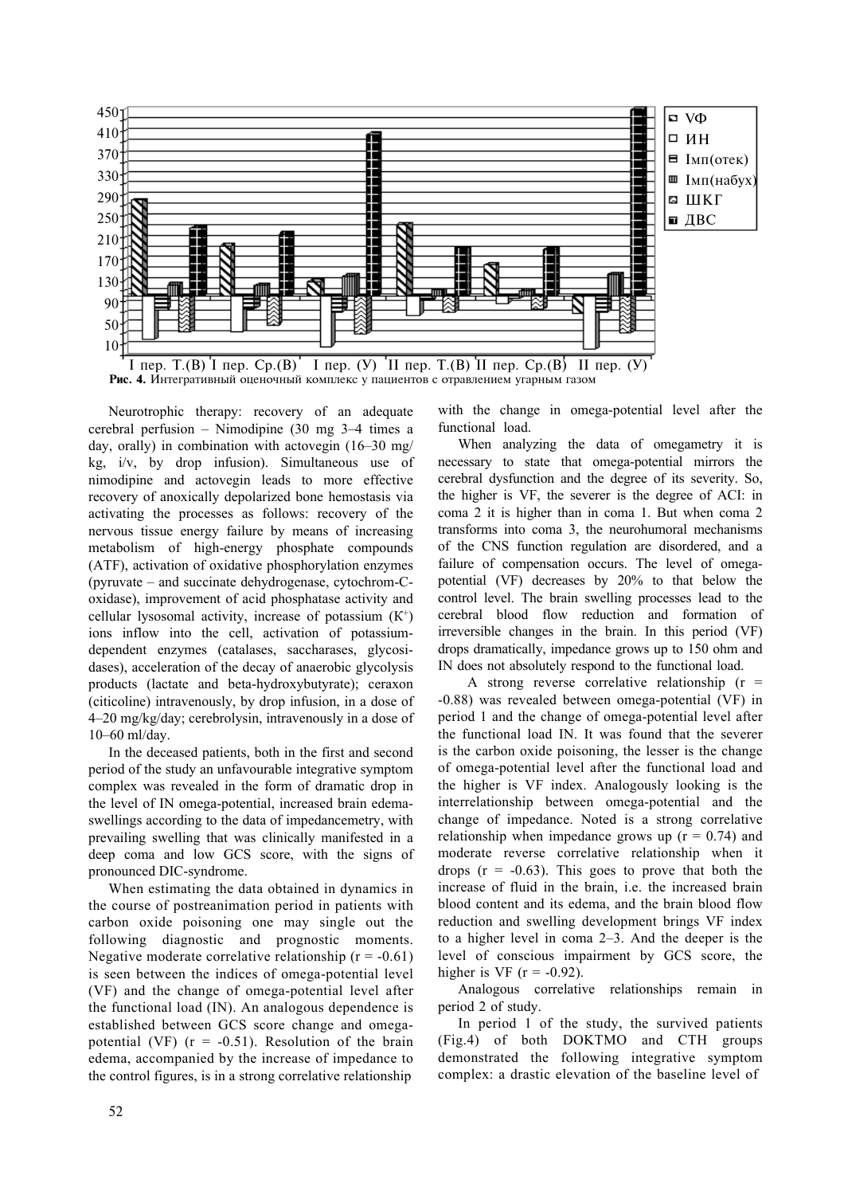Рис. 4. Интегративный оценочный комплекс у пациентов с отравлением угарным газом

Neurotrophic therapy: recovery of an adequate cerebral perfusion – Nimodipine (30 mg 3–4 times a day, orally) in combination with actovegin (16–30 mg/kg, i/v, by drop infusion). Simultaneous use of nimodipine and actovegin leads to more effective recovery of anoxically depolarized bone hemostasis via activating the processes as follows: recovery of the nervous tissue energy failure by means of increasing metabolism of high-energy phosphate compounds (ATF), activation of oxidative phosphorylation enzymes (pyruvate – and succinate dehydrogenase, cytochrom-C-oxidase), improvement of acid phosphatase activity and cellular lysosomal activity, increase of potassium ($K^+$) ions inflow into the cell, activation of potassium-dependent enzymes (catalases, saccharases, glycosidases), acceleration of the decay of anaerobic glycolysis products (lactate and beta-hydroxybutyrate); ceraxon (citicoline) intravenously, by drop infusion, in a dose of 4–20 mg/kg/day; cerebrolysin, intravenously in a dose of 10–60 ml/day.

In the deceased patients, both in the first and second period of the study an unfavourable integrative symptom complex was revealed in the form of dramatic drop in the level of IN omega-potential, increased brain edema-swellings according to the data of impedancemetry, with prevailing swelling that was clinically manifested in a deep coma and low GCS score, with the signs of pronounced DIC-syndrome.

When estimating the data obtained in dynamics in the course of postreanimation period in patients with carbon oxide poisoning one may single out the following diagnostic and prognostic moments. Negative moderate correlative relationship ($r = -0.61$) is seen between the indices of omega-potential level (VF) and the change of omega-potential level after the functional load (IN). An analogous dependence is established between GCS score change and omega-potential (VF) ($r = -0.51$). Resolution of the brain edema, accompanied by the increase of impedance to the control figures, is in a strong correlative relationship with the change in omega-potential level after the functional load.

When analyzing the data of omegametry it is necessary to state that omega-potential mirrors the cerebral dysfunction and the degree of its severity. So, the higher is VF, the severer is the degree of ACI: in coma 2 it is higher than in coma 1. But when coma 2 transforms into coma 3, the neurohumoral mechanisms of the CNS function regulation are disordered, and a failure of compensation occurs. The level of omega-potential (VF) decreases by 20% to that below the control level. The brain swelling processes lead to the cerebral blood flow reduction and formation of irreversible changes in the brain. In this period (VF) drops dramatically, impedance grows up to 150 ohm and IN does not absolutely respond to the functional load.

A strong reverse correlative relationship ($r = -0.88$) was revealed between omega-potential (VF) in period 1 and the change of omega-potential level after the functional load IN. It was found that the severer is the carbon oxide poisoning, the lesser is the change of omega-potential level after the functional load and the higher is VF index. Analogously looking is the interrelationship between omega-potential and the change of impedance. Noted is a strong correlative relationship when impedance grows up ($r = 0.74$) and moderate reverse correlative relationship when it drops ($r = -0.63$). This goes to prove that both the increase of fluid in the brain, i.e. the increased brain blood content and its edema, and the brain blood flow reduction and swelling development brings VF index to a higher level in coma 2–3. And the deeper is the level of conscious impairment by GCS score, the higher is VF ($r = -0.92$).

Analogous correlative relationships remain in period 2 of study.

In period 1 of the study, the survived patients (Fig.4) of both DOKTMO and CTH groups demonstrated the following integrative symptom complex: a drastic elevation of the baseline level of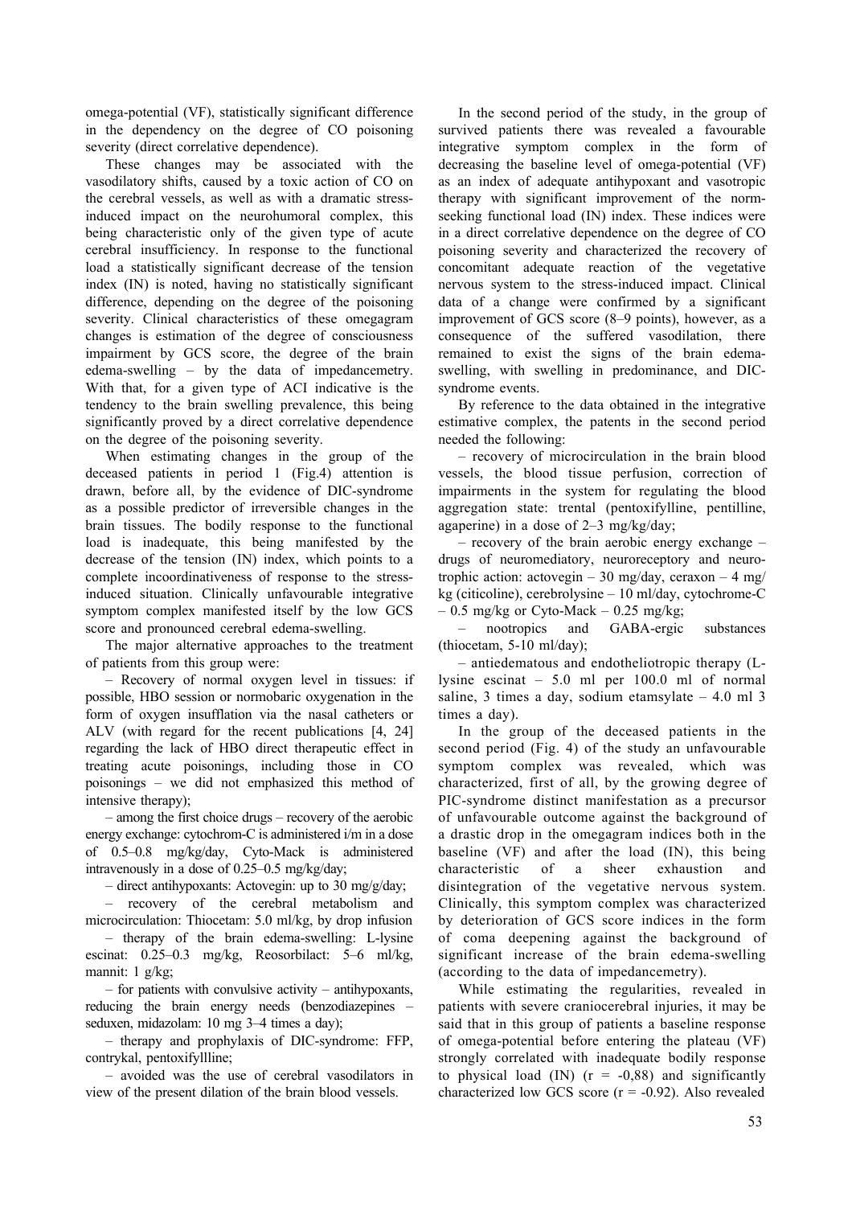omega-potential (VF), statistically significant difference in the dependency on the degree of CO poisoning severity (direct correlative dependence).

These changes may be associated with the vasodilatory shifts, caused by a toxic action of CO on the cerebral vessels, as well as with a dramatic stress-induced impact on the neurohumoral complex, this being characteristic only of the given type of acute cerebral insufficiency. In response to the functional load a statistically significant decrease of the tension index (IN) is noted, having no statistically significant difference, depending on the degree of the poisoning severity. Clinical characteristics of these omegagram changes is estimation of the degree of consciousness impairment by GCS score, the degree of the brain edema-swelling – by the data of impedancemetry. With that, for a given type of ACI indicative is the tendency to the brain swelling prevalence, this being significantly proved by a direct correlative dependence on the degree of the poisoning severity.

When estimating changes in the group of the deceased patients in period 1 (Fig.4) attention is drawn, before all, by the evidence of DIC-syndrome as a possible predictor of irreversible changes in the brain tissues. The bodily response to the functional load is inadequate, this being manifested by the decrease of the tension (IN) index, which points to a complete incoordinativeness of response to the stress-induced situation. Clinically unfavourable integrative symptom complex manifested itself by the low GCS score and pronounced cerebral edema-swelling.

The major alternative approaches to the treatment of patients from this group were:

– Recovery of normal oxygen level in tissues: if possible, HBO session or normobaric oxygenation in the form of oxygen insufflation via the nasal catheters or ALV (with regard for the recent publications [4, 24] regarding the lack of HBO direct therapeutic effect in treating acute poisonings, including those in CO poisonings – we did not emphasized this method of intensive therapy);

– among the first choice drugs – recovery of the aerobic energy exchange: cytochrom-C is administered i/m in a dose of 0.5–0.8 mg/kg/day, Cyto-Mack is administered intravenously in a dose of 0.25–0.5 mg/kg/day;

– direct antihypoxants: Actovegin: up to 30 mg/g/day;

– recovery of the cerebral metabolism and microcirculation: Thiocetam: 5.0 ml/kg, by drop infusion

– therapy of the brain edema-swelling: L-lysine escinat: 0.25–0.3 mg/kg, Reosorbilact: 5–6 ml/kg, mannit: 1 g/kg;

– for patients with convulsive activity – antihypoxants, reducing the brain energy needs (benzodiazepines – seduxen, midazolam: 10 mg 3–4 times a day);

– therapy and prophylaxis of DIC-syndrome: FFP, contrykal, pentoxifyllline;

– avoided was the use of cerebral vasodilators in view of the present dilation of the brain blood vessels.

In the second period of the study, in the group of survived patients there was revealed a favourable integrative symptom complex in the form of decreasing the baseline level of omega-potential (VF) as an index of adequate antihypoxant and vasotropic therapy with significant improvement of the norm-seeking functional load (IN) index. These indices were in a direct correlative dependence on the degree of CO poisoning severity and characterized the recovery of concomitant adequate reaction of the vegetative nervous system to the stress-induced impact. Clinical data of a change were confirmed by a significant improvement of GCS score (8–9 points), however, as a consequence of the suffered vasodilation, there remained to exist the signs of the brain edema-swelling, with swelling in predominance, and DIC-syndrome events.

By reference to the data obtained in the integrative estimative complex, the patents in the second period needed the following:

– recovery of microcirculation in the brain blood vessels, the blood tissue perfusion, correction of impairments in the system for regulating the blood aggregation state: trental (pentoxifylline, pentilline, agaperine) in a dose of 2–3 mg/kg/day;

– recovery of the brain aerobic energy exchange – drugs of neuromediatory, neuroreceptory and neurotrophic action: actovegin – 30 mg/day, ceraxon – 4 mg/kg (citicoline), cerebrolysine – 10 ml/day, cytochrome-C – 0.5 mg/kg or Cyto-Mack – 0.25 mg/kg;

– nootropics and GABA-ergic substances (thiocetam, 5-10 ml/day);

– antiedematous and endotheliotropic therapy (L-lysine escinat – 5.0 ml per 100.0 ml of normal saline, 3 times a day, sodium etamsylate – 4.0 ml 3 times a day).

In the group of the deceased patients in the second period (Fig. 4) of the study an unfavourable symptom complex was revealed, which was characterized, first of all, by the growing degree of PIC-syndrome distinct manifestation as a precursor of unfavourable outcome against the background of a drastic drop in the omegagram indices both in the baseline (VF) and after the load (IN), this being characteristic of a sheer exhaustion and disintegration of the vegetative nervous system. Clinically, this symptom complex was characterized by deterioration of GCS score indices in the form of coma deepening against the background of significant increase of the brain edema-swelling (according to the data of impedancemetry).

While estimating the regularities, revealed in patients with severe craniocerebral injuries, it may be said that in this group of patients a baseline response of omega-potential before entering the plateau (VF) strongly correlated with inadequate bodily response to physical load (IN) ($r = -0{,}88$) and significantly characterized low GCS score ($r = -0.92$). Also revealed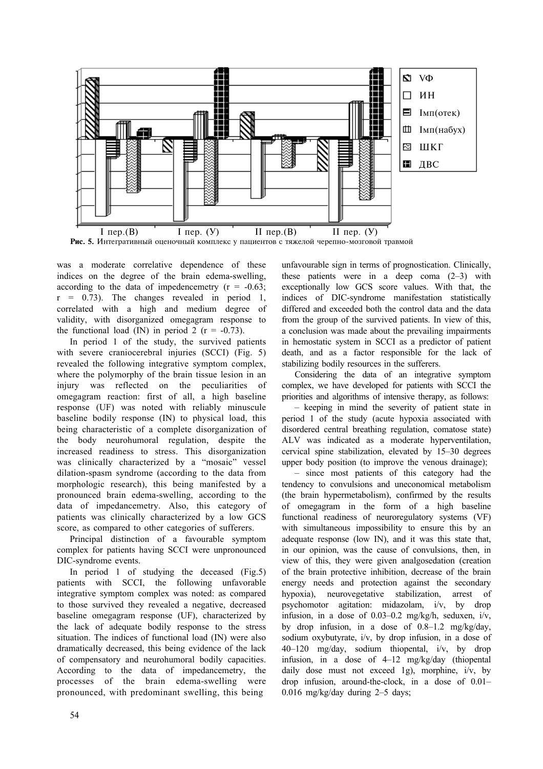**Рис. 5.** Интегративный оценочный комплекс у пациентов с тяжелой черепно-мозговой травмой

was a moderate correlative dependence of these indices on the degree of the brain edema-swelling, according to the data of impedencemetry (r = -0.63; r = 0.73). The changes revealed in period 1, correlated with a high and medium degree of validity, with disorganized omegagram response to the functional load (IN) in period 2 (r = -0.73).

In period 1 of the study, the survived patients with severe craniocerebral injuries (SCCI) (Fig. 5) revealed the following integrative symptom complex, where the polymorphy of the brain tissue lesion in an injury was reflected on the peculiarities of omegagram reaction: first of all, a high baseline response (UF) was noted with reliably minuscule baseline bodily response (IN) to physical load, this being characteristic of a complete disorganization of the body neurohumoral regulation, despite the increased readiness to stress. This disorganization was clinically characterized by a "mosaic" vessel dilation-spasm syndrome (according to the data from morphologic research), this being manifested by a pronounced brain edema-swelling, according to the data of impedancemetry. Also, this category of patients was clinically characterized by a low GCS score, as compared to other categories of sufferers.

Principal distinction of a favourable symptom complex for patients having SCCI were unpronounced DIC-syndrome events.

In period 1 of studying the deceased (Fig.5) patients with SCCI, the following unfavorable integrative symptom complex was noted: as compared to those survived they revealed a negative, decreased baseline omegagram response (UF), characterized by the lack of adequate bodily response to the stress situation. The indices of functional load (IN) were also dramatically decreased, this being evidence of the lack of compensatory and neurohumoral bodily capacities. According to the data of impedancemetry, the processes of the brain edema-swelling were pronounced, with predominant swelling, this being unfavourable sign in terms of prognostication. Clinically, these patients were in a deep coma (2–3) with exceptionally low GCS score values. With that, the indices of DIC-syndrome manifestation statistically differed and exceeded both the control data and the data from the group of the survived patients. In view of this, a conclusion was made about the prevailing impairments in hemostatic system in SCCI as a predictor of patient death, and as a factor responsible for the lack of stabilizing bodily resources in the sufferers.

Considering the data of an integrative symptom complex, we have developed for patients with SCCI the priorities and algorithms of intensive therapy, as follows:

– keeping in mind the severity of patient state in period 1 of the study (acute hypoxia associated with disordered central breathing regulation, comatose state) ALV was indicated as a moderate hyperventilation, cervical spine stabilization, elevated by 15–30 degrees upper body position (to improve the venous drainage);

– since most patients of this category had the tendency to convulsions and uneconomical metabolism (the brain hypermetabolism), confirmed by the results of omegagram in the form of a high baseline functional readiness of neuroregulatory systems (VF) with simultaneous impossibility to ensure this by an adequate response (low IN), and it was this state that, in our opinion, was the cause of convulsions, then, in view of this, they were given analgosedation (creation of the brain protective inhibition, decrease of the brain energy needs and protection against the secondary hypoxia), neurovegetative stabilization, arrest of psychomotor agitation: midazolam, i/v, by drop infusion, in a dose of 0.03–0.2 mg/kg/h, seduxen, i/v, by drop infusion, in a dose of 0.8–1.2 mg/kg/day, sodium oxybutyrate, i/v, by drop infusion, in a dose of 40–120 mg/day, sodium thiopental, i/v, by drop infusion, in a dose of 4–12 mg/kg/day (thiopental daily dose must not exceed 1g), morphine, i/v, by drop infusion, around-the-clock, in a dose of 0.01–0.016 mg/kg/day during 2–5 days;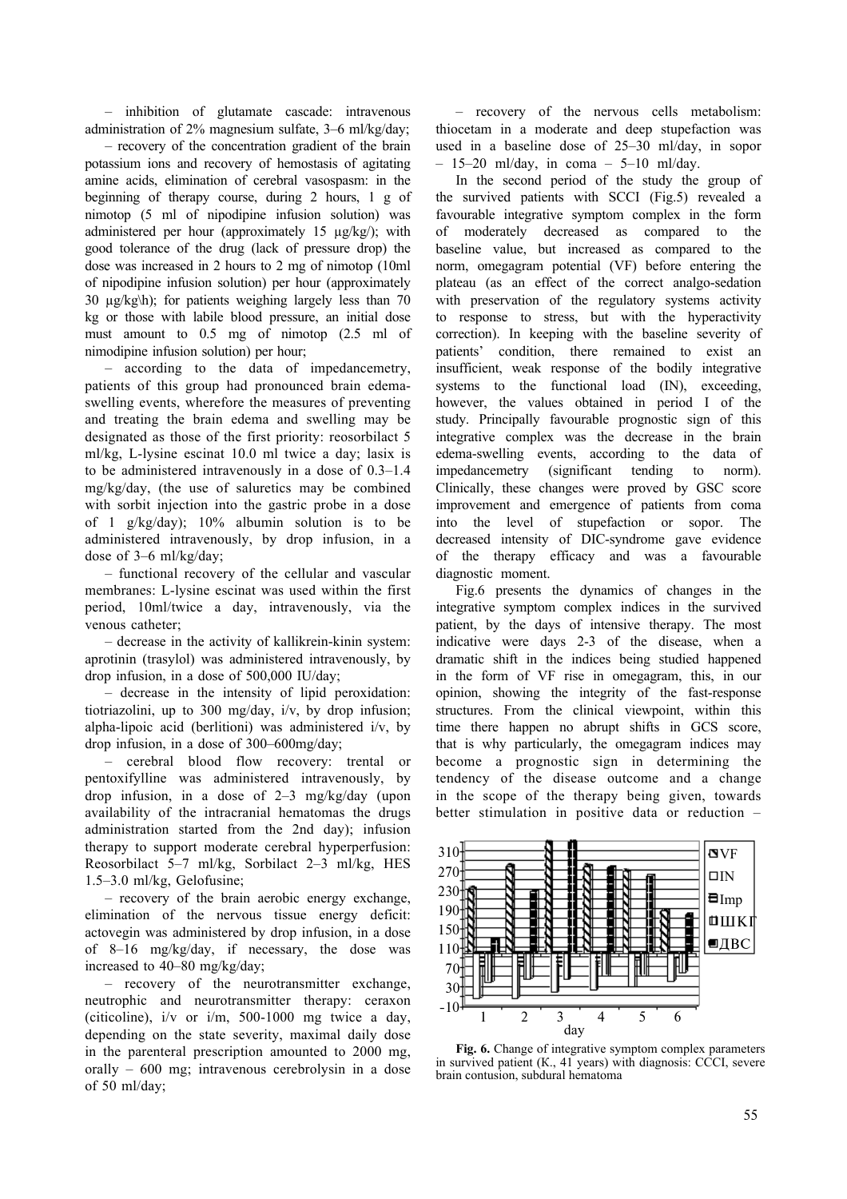– inhibition of glutamate cascade: intravenous administration of 2% magnesium sulfate, 3–6 ml/kg/day;

– recovery of the concentration gradient of the brain potassium ions and recovery of hemostasis of agitating amine acids, elimination of cerebral vasospasm: in the beginning of therapy course, during 2 hours, 1 g of nimotop (5 ml of nipodipine infusion solution) was administered per hour (approximately 15 µg/kg/); with good tolerance of the drug (lack of pressure drop) the dose was increased in 2 hours to 2 mg of nimotop (10ml of nipodipine infusion solution) per hour (approximately 30 µg/kg\h); for patients weighing largely less than 70 kg or those with labile blood pressure, an initial dose must amount to 0.5 mg of nimotop (2.5 ml of nimodipine infusion solution) per hour;

– according to the data of impedancemetry, patients of this group had pronounced brain edema-swelling events, wherefore the measures of preventing and treating the brain edema and swelling may be designated as those of the first priority: reosorbilact 5 ml/kg, L-lysine escinat 10.0 ml twice a day; lasix is to be administered intravenously in a dose of 0.3–1.4 mg/kg/day, (the use of saluretics may be combined with sorbit injection into the gastric probe in a dose of 1 g/kg/day); 10% albumin solution is to be administered intravenously, by drop infusion, in a dose of 3–6 ml/kg/day;

– functional recovery of the cellular and vascular membranes: L-lysine escinat was used within the first period, 10ml/twice a day, intravenously, via the venous catheter;

– decrease in the activity of kallikrein-kinin system: aprotinin (trasylol) was administered intravenously, by drop infusion, in a dose of 500,000 IU/day;

– decrease in the intensity of lipid peroxidation: tiotriazolini, up to 300 mg/day, i/v, by drop infusion; alpha-lipoic acid (berlitioni) was administered i/v, by drop infusion, in a dose of 300–600mg/day;

– cerebral blood flow recovery: trental or pentoxifylline was administered intravenously, by drop infusion, in a dose of 2–3 mg/kg/day (upon availability of the intracranial hematomas the drugs administration started from the 2nd day); infusion therapy to support moderate cerebral hyperperfusion: Reosorbilact 5–7 ml/kg, Sorbilact 2–3 ml/kg, HES 1.5–3.0 ml/kg, Gelofusine;

– recovery of the brain aerobic energy exchange, elimination of the nervous tissue energy deficit: actovegin was administered by drop infusion, in a dose of 8–16 mg/kg/day, if necessary, the dose was increased to 40–80 mg/kg/day;

– recovery of the neurotransmitter exchange, neutrophic and neurotransmitter therapy: ceraxon (citicoline), i/v or i/m, 500-1000 mg twice a day, depending on the state severity, maximal daily dose in the parenteral prescription amounted to 2000 mg, orally – 600 mg; intravenous cerebrolysin in a dose of 50 ml/day;

– recovery of the nervous cells metabolism: thiocetam in a moderate and deep stupefaction was used in a baseline dose of 25–30 ml/day, in sopor – 15–20 ml/day, in coma – 5–10 ml/day.

In the second period of the study the group of the survived patients with SCCI (Fig.5) revealed a favourable integrative symptom complex in the form of moderately decreased as compared to the baseline value, but increased as compared to the norm, omegagram potential (VF) before entering the plateau (as an effect of the correct analgo-sedation with preservation of the regulatory systems activity to response to stress, but with the hyperactivity correction). In keeping with the baseline severity of patients' condition, there remained to exist an insufficient, weak response of the bodily integrative systems to the functional load (IN), exceeding, however, the values obtained in period I of the study. Principally favourable prognostic sign of this integrative complex was the decrease in the brain edema-swelling events, according to the data of impedancemetry (significant tending to norm). Clinically, these changes were proved by GSC score improvement and emergence of patients from coma into the level of stupefaction or sopor. The decreased intensity of DIC-syndrome gave evidence of the therapy efficacy and was a favourable diagnostic moment.

Fig.6 presents the dynamics of changes in the integrative symptom complex indices in the survived patient, by the days of intensive therapy. The most indicative were days 2-3 of the disease, when a dramatic shift in the indices being studied happened in the form of VF rise in omegagram, this, in our opinion, showing the integrity of the fast-response structures. From the clinical viewpoint, within this time there happen no abrupt shifts in GCS score, that is why particularly, the omegagram indices may become a prognostic sign in determining the tendency of the disease outcome and a change in the scope of the therapy being given, towards better stimulation in positive data or reduction –

**Fig. 6.** Change of integrative symptom complex parameters in survived patient (K., 41 years) with diagnosis: CCCI, severe brain contusion, subdural hematoma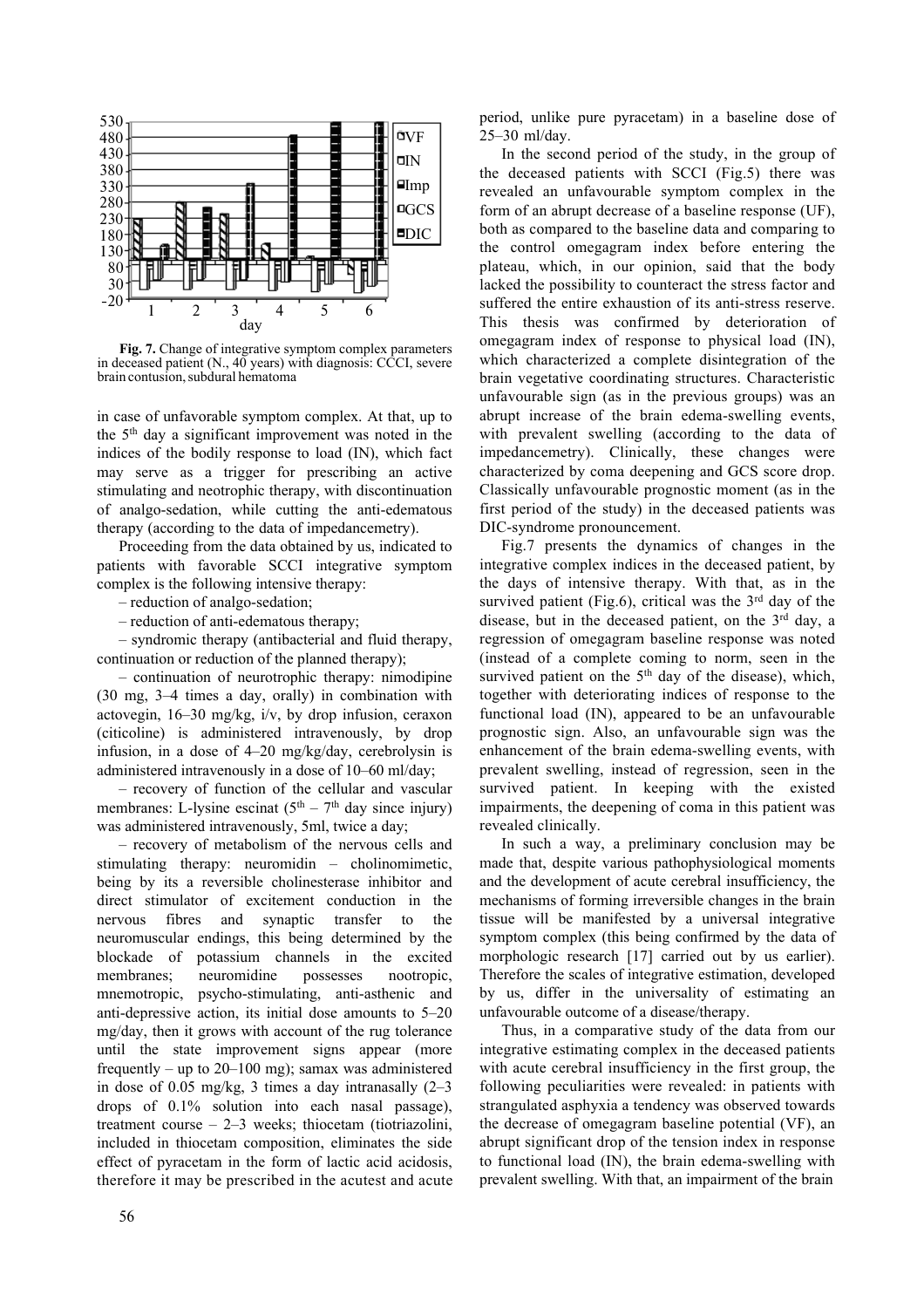**Fig. 7.** Change of integrative symptom complex parameters in deceased patient (N., 40 years) with diagnosis: CCCI, severe brain contusion, subdural hematoma

in case of unfavorable symptom complex. At that, up to the 5th day a significant improvement was noted in the indices of the bodily response to load (IN), which fact may serve as a trigger for prescribing an active stimulating and neotrophic therapy, with discontinuation of analgo-sedation, while cutting the anti-edematous therapy (according to the data of impedancemetry).

Proceeding from the data obtained by us, indicated to patients with favorable SCCI integrative symptom complex is the following intensive therapy:

– reduction of analgo-sedation;

– reduction of anti-edematous therapy;

– syndromic therapy (antibacterial and fluid therapy, continuation or reduction of the planned therapy);

– continuation of neurotrophic therapy: nimodipine (30 mg, 3–4 times a day, orally) in combination with actovegin, 16–30 mg/kg, i/v, by drop infusion, ceraxon (citicoline) is administered intravenously, by drop infusion, in a dose of 4–20 mg/kg/day, cerebrolysin is administered intravenously in a dose of 10–60 ml/day;

– recovery of function of the cellular and vascular membranes: L-lysine escinat (5th – 7th day since injury) was administered intravenously, 5ml, twice a day;

– recovery of metabolism of the nervous cells and stimulating therapy: neuromidin – cholinomimetic, being by its a reversible cholinesterase inhibitor and direct stimulator of excitement conduction in the nervous fibres and synaptic transfer to the neuromuscular endings, this being determined by the blockade of potassium channels in the excited membranes; neuromidine possesses nootropic, mnemotropic, psycho-stimulating, anti-asthenic and anti-depressive action, its initial dose amounts to 5–20 mg/day, then it grows with account of the rug tolerance until the state improvement signs appear (more frequently – up to 20–100 mg); samax was administered in dose of 0.05 mg/kg, 3 times a day intranasally (2–3 drops of 0.1% solution into each nasal passage), treatment course – 2–3 weeks; thiocetam (tiotriazolini, included in thiocetam composition, eliminates the side effect of pyracetam in the form of lactic acid acidosis, therefore it may be prescribed in the acutest and acute period, unlike pure pyracetam) in a baseline dose of 25–30 ml/day.

In the second period of the study, in the group of the deceased patients with SCCI (Fig.5) there was revealed an unfavourable symptom complex in the form of an abrupt decrease of a baseline response (UF), both as compared to the baseline data and comparing to the control omegagram index before entering the plateau, which, in our opinion, said that the body lacked the possibility to counteract the stress factor and suffered the entire exhaustion of its anti-stress reserve. This thesis was confirmed by deterioration of omegagram index of response to physical load (IN), which characterized a complete disintegration of the brain vegetative coordinating structures. Characteristic unfavourable sign (as in the previous groups) was an abrupt increase of the brain edema-swelling events, with prevalent swelling (according to the data of impedancemetry). Clinically, these changes were characterized by coma deepening and GCS score drop. Classically unfavourable prognostic moment (as in the first period of the study) in the deceased patients was DIC-syndrome pronouncement.

Fig.7 presents the dynamics of changes in the integrative complex indices in the deceased patient, by the days of intensive therapy. With that, as in the survived patient (Fig.6), critical was the 3rd day of the disease, but in the deceased patient, on the 3rd day, a regression of omegagram baseline response was noted (instead of a complete coming to norm, seen in the survived patient on the 5th day of the disease), which, together with deteriorating indices of response to the functional load (IN), appeared to be an unfavourable prognostic sign. Also, an unfavourable sign was the enhancement of the brain edema-swelling events, with prevalent swelling, instead of regression, seen in the survived patient. In keeping with the existed impairments, the deepening of coma in this patient was revealed clinically.

In such a way, a preliminary conclusion may be made that, despite various pathophysiological moments and the development of acute cerebral insufficiency, the mechanisms of forming irreversible changes in the brain tissue will be manifested by a universal integrative symptom complex (this being confirmed by the data of morphologic research [17] carried out by us earlier). Therefore the scales of integrative estimation, developed by us, differ in the universality of estimating an unfavourable outcome of a disease/therapy.

Thus, in a comparative study of the data from our integrative estimating complex in the deceased patients with acute cerebral insufficiency in the first group, the following peculiarities were revealed: in patients with strangulated asphyxia a tendency was observed towards the decrease of omegagram baseline potential (VF), an abrupt significant drop of the tension index in response to functional load (IN), the brain edema-swelling with prevalent swelling. With that, an impairment of the brain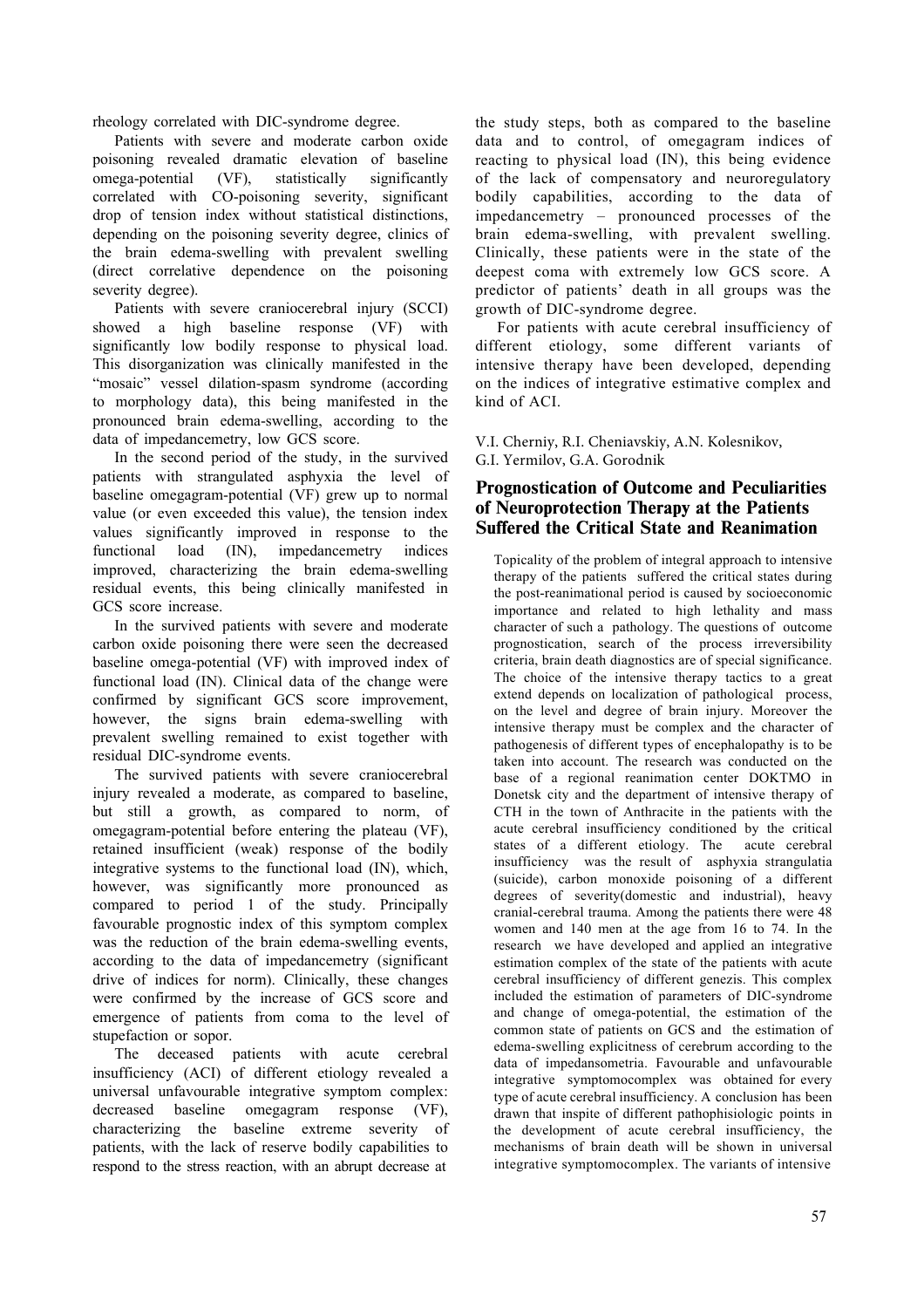rheology correlated with DIC-syndrome degree.

Patients with severe and moderate carbon oxide poisoning revealed dramatic elevation of baseline omega-potential (VF), statistically significantly correlated with CO-poisoning severity, significant drop of tension index without statistical distinctions, depending on the poisoning severity degree, clinics of the brain edema-swelling with prevalent swelling (direct correlative dependence on the poisoning severity degree).

Patients with severe craniocerebral injury (SCCI) showed a high baseline response (VF) with significantly low bodily response to physical load. This disorganization was clinically manifested in the "mosaic" vessel dilation-spasm syndrome (according to morphology data), this being manifested in the pronounced brain edema-swelling, according to the data of impedancemetry, low GCS score.

In the second period of the study, in the survived patients with strangulated asphyxia the level of baseline omegagram-potential (VF) grew up to normal value (or even exceeded this value), the tension index values significantly improved in response to the functional load (IN), impedancemetry indices improved, characterizing the brain edema-swelling residual events, this being clinically manifested in GCS score increase.

In the survived patients with severe and moderate carbon oxide poisoning there were seen the decreased baseline omega-potential (VF) with improved index of functional load (IN). Clinical data of the change were confirmed by significant GCS score improvement, however, the signs brain edema-swelling with prevalent swelling remained to exist together with residual DIC-syndrome events.

The survived patients with severe craniocerebral injury revealed a moderate, as compared to baseline, but still a growth, as compared to norm, of omegagram-potential before entering the plateau (VF), retained insufficient (weak) response of the bodily integrative systems to the functional load (IN), which, however, was significantly more pronounced as compared to period 1 of the study. Principally favourable prognostic index of this symptom complex was the reduction of the brain edema-swelling events, according to the data of impedancemetry (significant drive of indices for norm). Clinically, these changes were confirmed by the increase of GCS score and emergence of patients from coma to the level of stupefaction or sopor.

The deceased patients with acute cerebral insufficiency (ACI) of different etiology revealed a universal unfavourable integrative symptom complex: decreased baseline omegagram response (VF), characterizing the baseline extreme severity of patients, with the lack of reserve bodily capabilities to respond to the stress reaction, with an abrupt decrease at the study steps, both as compared to the baseline data and to control, of omegagram indices of reacting to physical load (IN), this being evidence of the lack of compensatory and neuroregulatory bodily capabilities, according to the data of impedancemetry – pronounced processes of the brain edema-swelling, with prevalent swelling. Clinically, these patients were in the state of the deepest coma with extremely low GCS score. A predictor of patients' death in all groups was the growth of DIC-syndrome degree.

For patients with acute cerebral insufficiency of different etiology, some different variants of intensive therapy have been developed, depending on the indices of integrative estimative complex and kind of ACI.

V.I. Cherniy, R.I. Cheniavskiy, A.N. Kolesnikov, G.I. Yermilov, G.A. Gorodnik

## Prognostication of Outcome and Peculiarities of Neuroprotection Therapy at the Patients Suffered the Critical State and Reanimation

Topicality of the problem of integral approach to intensive therapy of the patients suffered the critical states during the post-reanimational period is caused by socioeconomic importance and related to high lethality and mass character of such a pathology. The questions of outcome prognostication, search of the process irreversibility criteria, brain death diagnostics are of special significance. The choice of the intensive therapy tactics to a great extend depends on localization of pathological process, on the level and degree of brain injury. Moreover the intensive therapy must be complex and the character of pathogenesis of different types of encephalopathy is to be taken into account. The research was conducted on the base of a regional reanimation center DOKTMO in Donetsk city and the department of intensive therapy of CTH in the town of Anthracite in the patients with the acute cerebral insufficiency conditioned by the critical states of a different etiology. The acute cerebral insufficiency was the result of asphyxia strangulatia (suicide), carbon monoxide poisoning of a different degrees of severity(domestic and industrial), heavy cranial-cerebral trauma. Among the patients there were 48 women and 140 men at the age from 16 to 74. In the research we have developed and applied an integrative estimation complex of the state of the patients with acute cerebral insufficiency of different genezis. This complex included the estimation of parameters of DIC-syndrome and change of omega-potential, the estimation of the common state of patients on GCS and the estimation of edema-swelling explicitness of cerebrum according to the data of impedansometria. Favourable and unfavourable integrative symptomocomplex was obtained for every type of acute cerebral insufficiency. A conclusion has been drawn that inspite of different pathophisiologic points in the development of acute cerebral insufficiency, the mechanisms of brain death will be shown in universal integrative symptomocomplex. The variants of intensive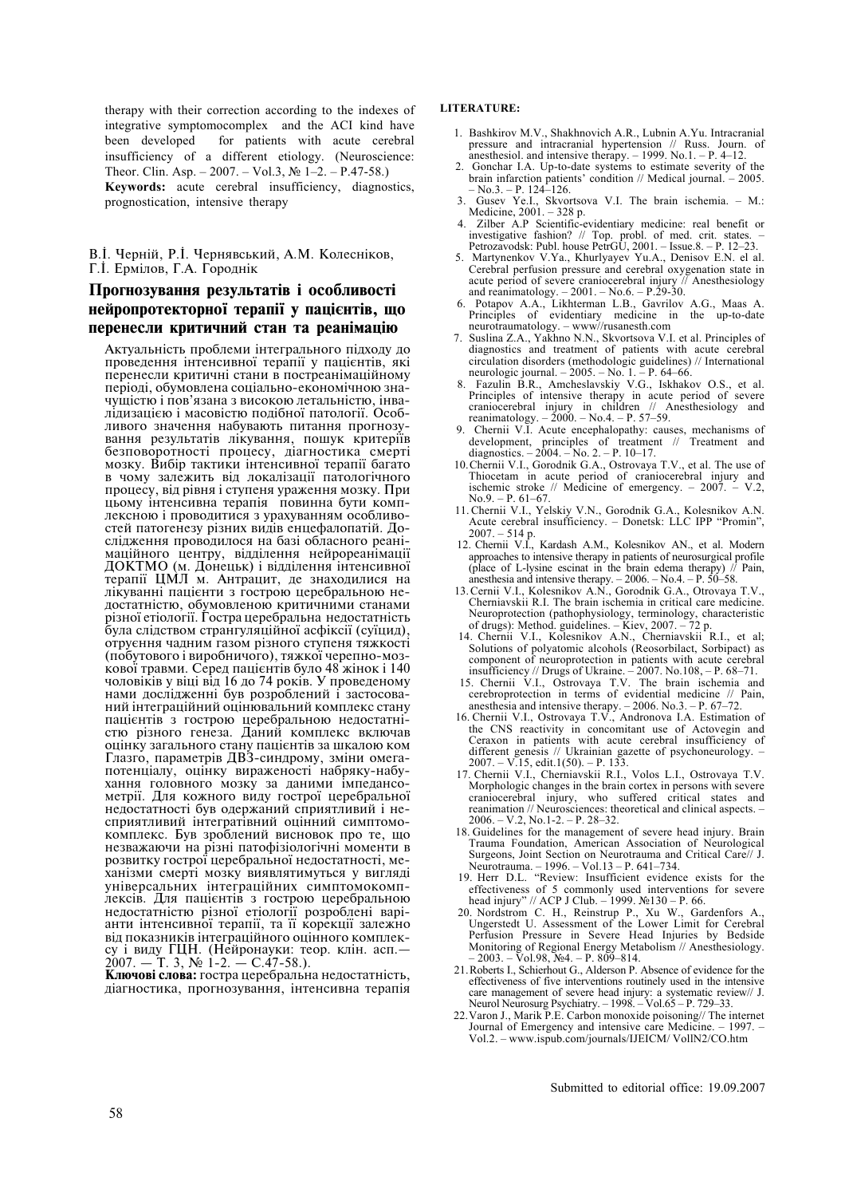therapy with their correction according to the indexes of integrative symptomocomplex and the ACI kind have been developed for patients with acute cerebral insufficiency of a different etiology. (Neuroscience: Theor. Clin. Asp. – 2007. – Vol.3, № 1–2. – P.47-58.)

**Keywords:** acute cerebral insufficiency, diagnostics, prognostication, intensive therapy

В.І. Черній, Р.І. Чернявський, А.М. Колесніков, Г.І. Ермілов, Г.А. Городнік

## Прогнозування результатів і особливості нейропротекторної терапії у пацієнтів, що перенесли критичний стан та реанімацію

Актуальність проблеми інтегрального підходу до проведення інтенсивної терапії у пацієнтів, які перенесли критичні стани в постреанімаційному періоді, обумовлена соціально-економічною значущістю і пов'язана з високою летальністю, інвалідизацією і масовістю подібної патології. Особливого значення набувають питання прогнозування результатів лікування, пошук критеріїв безповоротності процесу, діагностика смерті мозку. Вибір тактики інтенсивної терапії багато в чому залежить від локалізації патологічного процесу, від рівня і ступеня ураження мозку. При цьому інтенсивна терапія повинна бути комплексною і проводитися з урахуванням особливостей патогенезу різних видів енцефалопатій. Дослідження проводилося на базі обласного реанімаційного центру, відділення нейрореанімації ДОКТМО (м. Донецьк) і відділення інтенсивної терапії ЦМЛ м. Антрацит, де знаходилися на лікуванні пацієнти з гострою церебральною недостатністю, обумовленою критичними станами різної етіології. Гостра церебральна недостатність була слідством странгуляційної асфіксії (суїцид), отруєння чадним газом різного ступеня тяжкості (побутового і виробничого), тяжкої черепно-мозкової травми. Серед пацієнтів було 48 жінок і 140 чоловіків у віці від 16 до 74 років. У проведеному нами дослідженні був розроблений і застосований інтеграційний оцінювальний комплекс стану пацієнтів з гострою церебральною недостатністю різного генеза. Даний комплекс включав оцінку загального стану пацієнтів за шкалою ком Глазго, параметрів ДВЗ-синдрому, зміни омега-потенціалу, оцінку вираженості набряку-набухання головного мозку за даними імпедансометрії. Для кожного виду гострої церебральної недостатності був одержаний сприятливий і несприятливий інтегративний оцінний симптомокомплекс. Був зроблений висновок про те, що незважаючи на різні патофізіологічні моменти в розвитку гострої церебральної недостатності, механізми смерті мозку виявлятимуться у вигляді універсальних інтеграційних симптомокомплексів. Для пацієнтів з гострою церебральною недостатністю різної етіології розроблені варіанти інтенсивної терапії, та її корекції залежно від показників інтеграційного оцінного комплексу і виду ГЦН. (Нейронауки: теор. клін. асп.— 2007. — Т. 3, № 1-2. — С.47-58.).

**Ключові слова:** гостра церебральна недостатність, діагностика, прогнозування, інтенсивна терапія

**LITERATURE:**

1. Bashkirov M.V., Shakhnovich A.R., Lubnin A.Yu. Intracranial pressure and intracranial hypertension // Russ. Journ. of anesthesiol. and intensive therapy. – 1999. No.1. – P. 4–12.
2. Gonchar I.A. Up-to-date systems to estimate severity of the brain infarction patients' condition // Medical journal. – 2005. – No.3. – P. 124–126.
3. Gusev Ye.I., Skvortsova V.I. The brain ischemia. – M.: Medicine, 2001. – 328 p.
4. Zilber A.P Scientific-evidentiary medicine: real benefit or investigative fashion? // Top. probl. of med. crit. states. – Petrozavodsk: Publ. house PetrGU, 2001. – Issue.8. – P. 12–23.
5. Martynenkov V.Ya., Khurlyayev Yu.A., Denisov E.N. el al. Cerebral perfusion pressure and cerebral oxygenation state in acute period of severe craniocerebral injury // Anesthesiology and reanimatology. – 2001. – No.6. – P.29-30.
6. Potapov A.A., Likhterman L.B., Gavrilov A.G., Maas A. Principles of evidentiary medicine in the up-to-date neurotraumatology. – www//rusanesth.com
7. Suslina Z.A., Yakhno N.N., Skvortsova V.I. et al. Principles of diagnostics and treatment of patients with acute cerebral circulation disorders (methodologic guidelines) // International neurologic journal. – 2005. – No. 1. – P. 64–66.
8. Fazulin B.R., Amcheslavskiy V.G., Iskhakov O.S., et al. Principles of intensive therapy in acute period of severe craniocerebral injury in children // Anesthesiology and reanimatology. – 2000. – No.4. – P. 57–59.
9. Chernii V.I. Acute encephalopathy: causes, mechanisms of development, principles of treatment // Treatment and diagnostics. – 2004. – No. 2. – P. 10–17.
10. Chernii V.I., Gorodnik G.A., Ostrovaya T.V., et al. The use of Thiocetam in acute period of craniocerebral injury and ischemic stroke // Medicine of emergency. – 2007. – V.2, No.9. – P. 61–67.
11. Chernii V.I., Yelskiy V.N., Gorodnik G.A., Kolesnikov A.N. Acute cerebral insufficiency. – Donetsk: LLC IPP "Promin", 2007. – 514 p.
12. Chernii V.I., Kardash A.M., Kolesnikov AN., et al. Modern approaches to intensive therapy in patients of neurosurgical profile (place of L-lysine escinat in the brain edema therapy) // Pain, anesthesia and intensive therapy. – 2006. – No.4. – P. 50–58.
13. Cernii V.I., Kolesnikov A.N., Gorodnik G.A., Otrovaya T.V., Cherniavskii R.I. The brain ischemia in critical care medicine. Neuroprotection (pathophysiology, terminology, characteristic of drugs): Method. guidelines. – Kiev, 2007. – 72 p.
14. Chernii V.I., Kolesnikov A.N., Cherniavskii R.I., et al; Solutions of polyatomic alcohols (Reosorbilact, Sorbipact) as component of neuroprotection in patients with acute cerebral insufficiency // Drugs of Ukraine. – 2007. No.108, – P. 68–71.
15. Chernii V.I., Ostrovaya T.V. The brain ischemia and cerebroprotection in terms of evidential medicine // Pain, anesthesia and intensive therapy. – 2006. No.3. – P. 67–72.
16. Chernii V.I., Ostrovaya T.V., Andronova I.A. Estimation of the CNS reactivity in concomitant use of Actovegin and Ceraxon in patients with acute cerebral insufficiency of different genesis // Ukrainian gazette of psychoneurology. – 2007. – V.15, edit.1(50). – P. 133.
17. Chernii V.I., Cherniavskii R.I., Volos L.I., Ostrovaya T.V. Morphologic changes in the brain cortex in persons with severe craniocerebral injury, who suffered critical states and reanimation // Neurosciences: theoretical and clinical aspects. – 2006. – V.2, No.1-2. – P. 28–32.
18. Guidelines for the management of severe head injury. Brain Trauma Foundation, American Association of Neurological Surgeons, Joint Section on Neurotrauma and Critical Care// J. Neurotrauma. – 1996. – Vol.13 – P. 641–734.
19. Herr D.L. "Review: Insufficient evidence exists for the effectiveness of 5 commonly used interventions for severe head injury" // ACP J Club. – 1999. №130 – P. 66.
20. Nordstrom C. H., Reinstrup P., Xu W., Gardenfors A., Ungerstedt U. Assessment of the Lower Limit for Cerebral Perfusion Pressure in Severe Head Injuries by Bedside Monitoring of Regional Energy Metabolism // Anesthesiology. – 2003. – Vol.98, №4. – P. 809–814.
21. Roberts I., Schierhout G., Alderson P. Absence of evidence for the effectiveness of five interventions routinely used in the intensive care management of severe head injury: a systematic review// J. Neurol Neurosurg Psychiatry. – 1998. – Vol.65 – P. 729–33.
22. Varon J., Marik P.E. Carbon monoxide poisoning// The internet Journal of Emergency and intensive care Medicine. – 1997. – Vol.2. – www.ispub.com/journals/IJEICM/ VollN2/CO.htm

Submitted to editorial office: 19.09.2007